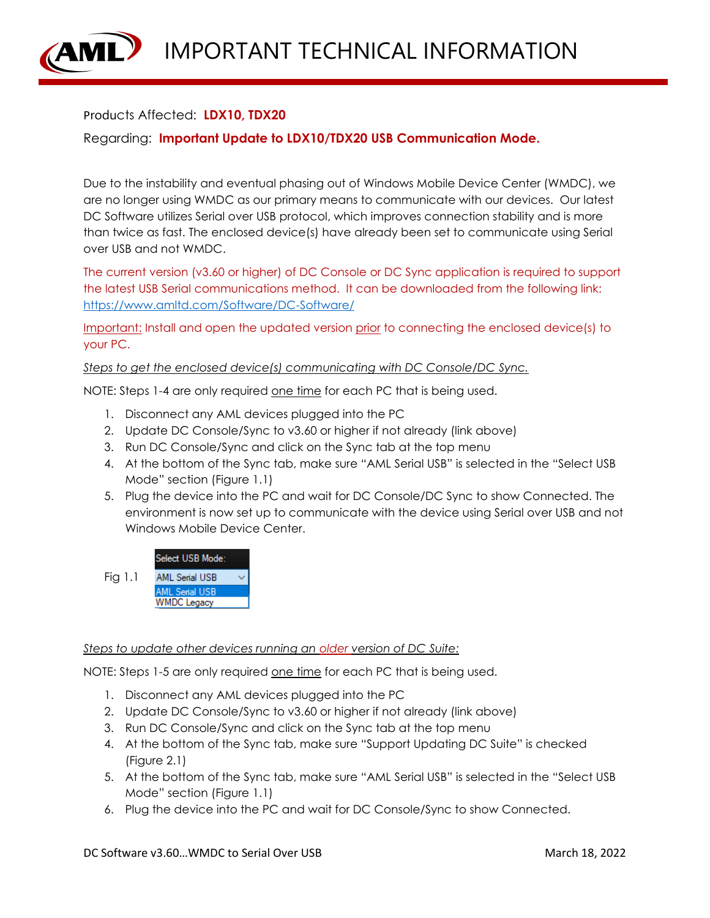# IMPORTANT TECHNICAL INFORMATION

Products Affected: **LDX10, TDX20**

Regarding: **Important Update to LDX10/TDX20 USB Communication Mode.**

Due to the instability and eventual phasing out of Windows Mobile Device Center (WMDC), we are no longer using WMDC as our primary means to communicate with our devices. Our latest DC Software utilizes Serial over USB protocol, which improves connection stability and is more than twice as fast. The enclosed device(s) have already been set to communicate using Serial over USB and not WMDC.

The current version (v3.60 or higher) of DC Console or DC Sync application is required to support the latest USB Serial communications method. It can be downloaded from the following link: https://www.amltd.com/Software/DC-Software/

Important: Install and open the updated version prior to connecting the enclosed device(s) to your PC.

*Steps to get the enclosed device(s) communicating with DC Console/DC Sync.*

NOTE: Steps 1-4 are only required one time for each PC that is being used.

1. Disconnect any AML devices plugged into the PC
2. Update DC Console/Sync to v3.60 or higher if not already (link above)
3. Run DC Console/Sync and click on the Sync tab at the top menu
4. At the bottom of the Sync tab, make sure "AML Serial USB" is selected in the "Select USB Mode" section (Figure 1.1)
5. Plug the device into the PC and wait for DC Console/DC Sync to show Connected. The environment is now set up to communicate with the device using Serial over USB and not Windows Mobile Device Center.

Fig 1.1

Select USB Mode:
AML Serial USB
AML Serial USB
WMDC Legacy

*Steps to update other devices running an older version of DC Suite:*

NOTE: Steps 1-5 are only required one time for each PC that is being used.

1. Disconnect any AML devices plugged into the PC
2. Update DC Console/Sync to v3.60 or higher if not already (link above)
3. Run DC Console/Sync and click on the Sync tab at the top menu
4. At the bottom of the Sync tab, make sure "Support Updating DC Suite" is checked (Figure 2.1)
5. At the bottom of the Sync tab, make sure "AML Serial USB" is selected in the "Select USB Mode" section (Figure 1.1)
6. Plug the device into the PC and wait for DC Console/Sync to show Connected.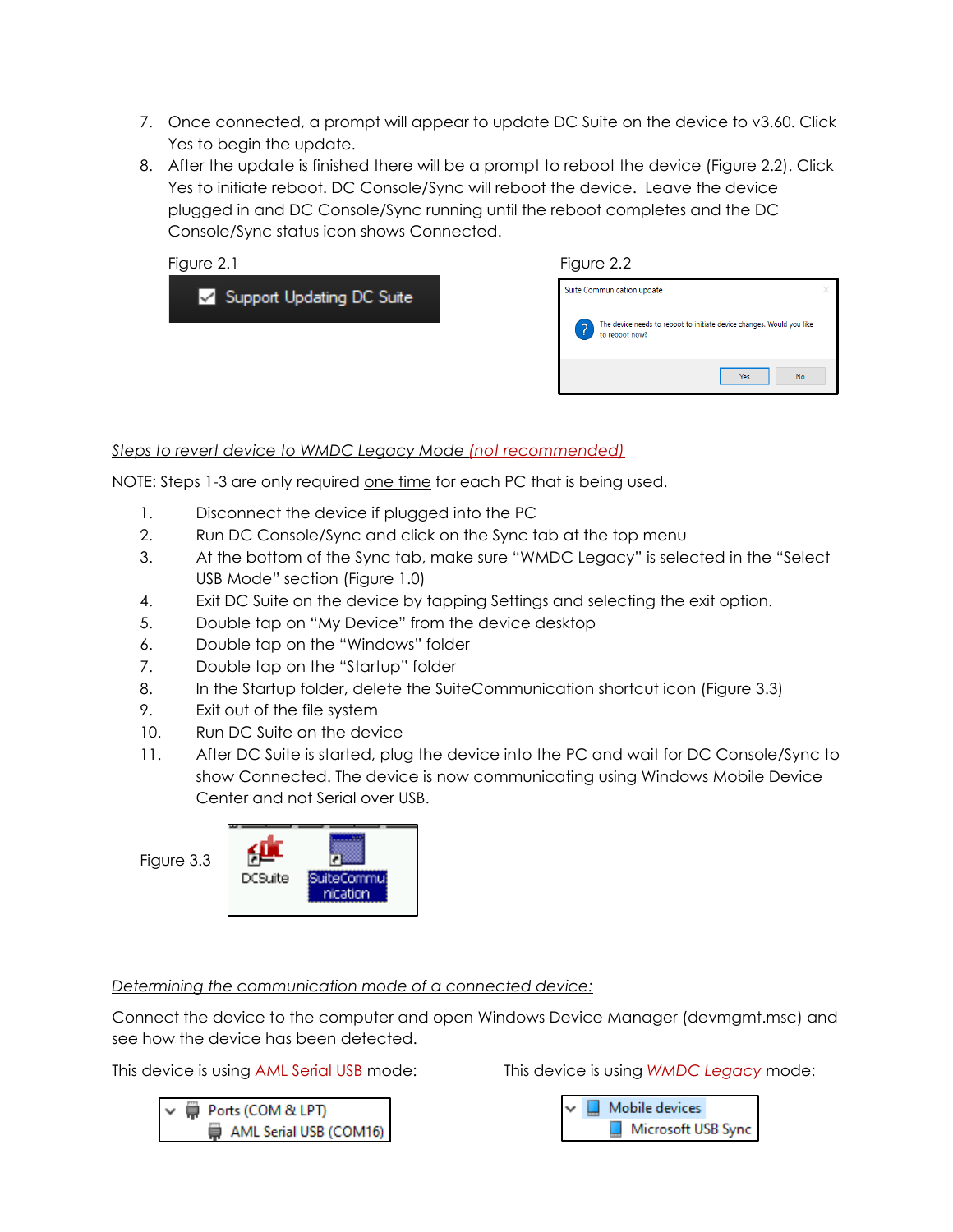7. Once connected, a prompt will appear to update DC Suite on the device to v3.60. Click Yes to begin the update.
8. After the update is finished there will be a prompt to reboot the device (Figure 2.2). Click Yes to initiate reboot. DC Console/Sync will reboot the device. Leave the device plugged in and DC Console/Sync running until the reboot completes and the DC Console/Sync status icon shows Connected.

Figure 2.1

Support Updating DC Suite

Figure 2.2

Suite Communication update

The device needs to reboot to initiate device changes. Would you like to reboot now?

Yes No

*Steps to revert device to WMDC Legacy Mode (not recommended)*

NOTE: Steps 1-3 are only required one time for each PC that is being used.

1. Disconnect the device if plugged into the PC
2. Run DC Console/Sync and click on the Sync tab at the top menu
3. At the bottom of the Sync tab, make sure "WMDC Legacy" is selected in the "Select USB Mode" section (Figure 1.0)
4. Exit DC Suite on the device by tapping Settings and selecting the exit option.
5. Double tap on "My Device" from the device desktop
6. Double tap on the "Windows" folder
7. Double tap on the "Startup" folder
8. In the Startup folder, delete the SuiteCommunication shortcut icon (Figure 3.3)
9. Exit out of the file system
10. Run DC Suite on the device
11. After DC Suite is started, plug the device into the PC and wait for DC Console/Sync to show Connected. The device is now communicating using Windows Mobile Device Center and not Serial over USB.

Figure 3.3

DCSuite SuiteCommunication

*Determining the communication mode of a connected device:*

Connect the device to the computer and open Windows Device Manager (devmgmt.msc) and see how the device has been detected.

This device is using AML Serial USB mode:

Ports (COM & LPT)
AML Serial USB (COM16)

This device is using *WMDC Legacy* mode:

Mobile devices
Microsoft USB Sync